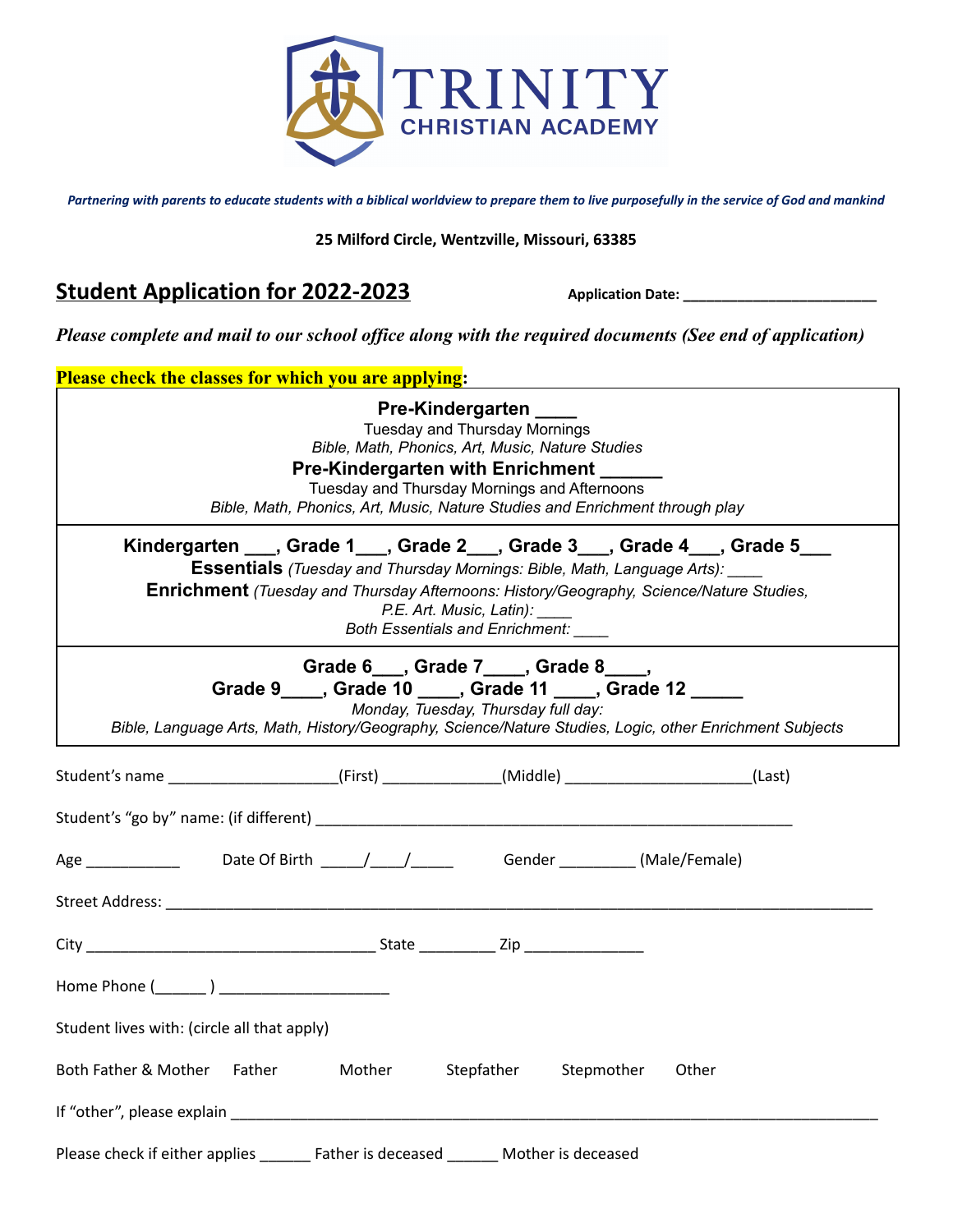# TRINITY CHRISTIAN ACADEMY

***Partnering with parents to educate students with a biblical worldview to prepare them to live purposefully in the service of God and mankind***

**25 Milford Circle, Wentzville, Missouri, 63385**

## Student Application for 2022-2023

**Application Date: ________________________**

*Please complete and mail to our school office along with the required documents (See end of application)*

**Please check the classes for which you are applying:**

**Pre-Kindergarten ____**
Tuesday and Thursday Mornings
*Bible, Math, Phonics, Art, Music, Nature Studies*

**Pre-Kindergarten with Enrichment ______**
Tuesday and Thursday Mornings and Afternoons
*Bible, Math, Phonics, Art, Music, Nature Studies and Enrichment through play*

**Kindergarten ___, Grade 1___, Grade 2___, Grade 3___, Grade 4___, Grade 5___**
**Essentials** *(Tuesday and Thursday Mornings: Bible, Math, Language Arts):* ____
**Enrichment** *(Tuesday and Thursday Afternoons: History/Geography, Science/Nature Studies, P.E. Art. Music, Latin):* ____
*Both Essentials and Enrichment:* ____

**Grade 6___, Grade 7____, Grade 8____,**
**Grade 9____, Grade 10 ____, Grade 11 ____, Grade 12 _____**
*Monday, Tuesday, Thursday full day:*
*Bible, Language Arts, Math, History/Geography, Science/Nature Studies, Logic, other Enrichment Subjects*

Student's name ____________________(First) ______________(Middle) ______________________(Last)

Student's "go by" name: (if different) ___________________________________________________________

Age ___________ Date Of Birth _____/____/_____ Gender _________ (Male/Female)

Street Address: ______________________________________________________________________________________

City __________________________________ State _________ Zip ______________

Home Phone (______ ) ____________________

Student lives with: (circle all that apply)

Both Father & Mother Father Mother Stepfather Stepmother Other

If "other", please explain ________________________________________________________________________________

Please check if either applies ______ Father is deceased ______ Mother is deceased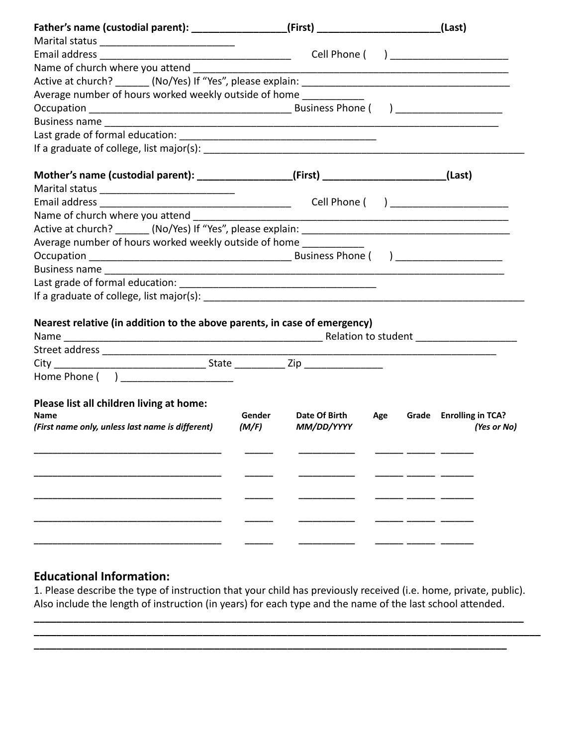**Father's name (custodial parent): \_\_\_\_\_\_\_\_\_\_\_\_\_\_\_\_\_(First) \_\_\_\_\_\_\_\_\_\_\_\_\_\_\_\_\_\_\_\_\_\_(Last)**

Marital status \_\_\_\_\_\_\_\_\_\_\_\_\_\_\_\_\_\_\_\_\_\_\_\_\_

Email address \_\_\_\_\_\_\_\_\_\_\_\_\_\_\_\_\_\_\_\_\_\_\_\_\_\_\_\_\_\_\_\_\_\_\_\_ Cell Phone (     ) \_\_\_\_\_\_\_\_\_\_\_\_\_\_\_\_\_\_\_\_\_\_

Name of church where you attend \_\_\_\_\_\_\_\_\_\_\_\_\_\_\_\_\_\_\_\_\_\_\_\_\_\_\_\_\_\_\_\_\_\_\_\_\_\_\_\_\_\_\_\_\_\_\_\_\_\_\_\_\_\_\_\_\_\_\_\_

Active at church? \_\_\_\_\_\_ (No/Yes) If "Yes", please explain: \_\_\_\_\_\_\_\_\_\_\_\_\_\_\_\_\_\_\_\_\_\_\_\_\_\_\_\_\_\_\_\_\_\_\_\_\_\_

Average number of hours worked weekly outside of home \_\_\_\_\_\_\_\_\_\_\_

Occupation \_\_\_\_\_\_\_\_\_\_\_\_\_\_\_\_\_\_\_\_\_\_\_\_\_\_\_\_\_\_\_\_\_\_\_\_\_\_ Business Phone (     ) \_\_\_\_\_\_\_\_\_\_\_\_\_\_\_\_\_\_\_\_

Business name \_\_\_\_\_\_\_\_\_\_\_\_\_\_\_\_\_\_\_\_\_\_\_\_\_\_\_\_\_\_\_\_\_\_\_\_\_\_\_\_\_\_\_\_\_\_\_\_\_\_\_\_\_\_\_\_\_\_\_\_\_\_\_\_\_\_\_\_\_\_\_\_\_\_

Last grade of formal education: \_\_\_\_\_\_\_\_\_\_\_\_\_\_\_\_\_\_\_\_\_\_\_\_\_\_\_\_\_\_\_\_\_\_\_\_\_

If a graduate of college, list major(s): \_\_\_\_\_\_\_\_\_\_\_\_\_\_\_\_\_\_\_\_\_\_\_\_\_\_\_\_\_\_\_\_\_\_\_\_\_\_\_\_\_\_\_\_\_\_\_\_\_\_\_\_\_\_\_\_\_\_\_

**Mother's name (custodial parent): \_\_\_\_\_\_\_\_\_\_\_\_\_\_\_\_\_(First) \_\_\_\_\_\_\_\_\_\_\_\_\_\_\_\_\_\_\_\_\_\_(Last)**

Marital status \_\_\_\_\_\_\_\_\_\_\_\_\_\_\_\_\_\_\_\_\_\_\_\_\_

Email address \_\_\_\_\_\_\_\_\_\_\_\_\_\_\_\_\_\_\_\_\_\_\_\_\_\_\_\_\_\_\_\_\_\_\_\_ Cell Phone (     ) \_\_\_\_\_\_\_\_\_\_\_\_\_\_\_\_\_\_\_\_\_\_

Name of church where you attend \_\_\_\_\_\_\_\_\_\_\_\_\_\_\_\_\_\_\_\_\_\_\_\_\_\_\_\_\_\_\_\_\_\_\_\_\_\_\_\_\_\_\_\_\_\_\_\_\_\_\_\_\_\_\_\_\_\_\_\_

Active at church? \_\_\_\_\_\_ (No/Yes) If "Yes", please explain: \_\_\_\_\_\_\_\_\_\_\_\_\_\_\_\_\_\_\_\_\_\_\_\_\_\_\_\_\_\_\_\_\_\_\_\_\_\_

Average number of hours worked weekly outside of home \_\_\_\_\_\_\_\_\_\_\_

Occupation \_\_\_\_\_\_\_\_\_\_\_\_\_\_\_\_\_\_\_\_\_\_\_\_\_\_\_\_\_\_\_\_\_\_\_\_\_\_ Business Phone (     ) \_\_\_\_\_\_\_\_\_\_\_\_\_\_\_\_\_\_\_\_

Business name \_\_\_\_\_\_\_\_\_\_\_\_\_\_\_\_\_\_\_\_\_\_\_\_\_\_\_\_\_\_\_\_\_\_\_\_\_\_\_\_\_\_\_\_\_\_\_\_\_\_\_\_\_\_\_\_\_\_\_\_\_\_\_\_\_\_\_\_\_\_\_\_\_\_\_

Last grade of formal education: \_\_\_\_\_\_\_\_\_\_\_\_\_\_\_\_\_\_\_\_\_\_\_\_\_\_\_\_\_\_\_\_\_\_\_\_\_

If a graduate of college, list major(s): \_\_\_\_\_\_\_\_\_\_\_\_\_\_\_\_\_\_\_\_\_\_\_\_\_\_\_\_\_\_\_\_\_\_\_\_\_\_\_\_\_\_\_\_\_\_\_\_\_\_\_\_\_\_\_\_\_\_\_

**Nearest relative (in addition to the above parents, in case of emergency)**

Name \_\_\_\_\_\_\_\_\_\_\_\_\_\_\_\_\_\_\_\_\_\_\_\_\_\_\_\_\_\_\_\_\_\_\_\_\_\_\_\_\_\_\_\_\_\_\_\_ Relation to student \_\_\_\_\_\_\_\_\_\_\_\_\_\_\_\_\_\_\_

Street address \_\_\_\_\_\_\_\_\_\_\_\_\_\_\_\_\_\_\_\_\_\_\_\_\_\_\_\_\_\_\_\_\_\_\_\_\_\_\_\_\_\_\_\_\_\_\_\_\_\_\_\_\_\_\_\_\_\_\_\_\_\_\_\_\_\_\_\_\_\_\_\_\_\_

City \_\_\_\_\_\_\_\_\_\_\_\_\_\_\_\_\_\_\_\_\_\_\_\_\_\_\_\_\_ State \_\_\_\_\_\_\_\_\_\_ Zip \_\_\_\_\_\_\_\_\_\_\_\_\_\_\_

Home Phone (     ) \_\_\_\_\_\_\_\_\_\_\_\_\_\_\_\_\_\_\_\_\_

**Please list all children living at home:**

| **Name** *(First name only, unless last name is different)* | **Gender** *(M/F)* | **Date Of Birth** *MM/DD/YYYY* | **Age** | **Grade** | **Enrolling in TCA?** *(Yes or No)* |
|---|---|---|---|---|---|
| | | | | | |
| | | | | | |
| | | | | | |
| | | | | | |
| | | | | | |

## Educational Information:

1. Please describe the type of instruction that your child has previously received (i.e. home, private, public). Also include the length of instruction (in years) for each type and the name of the last school attended.

\_\_\_\_\_\_\_\_\_\_\_\_\_\_\_\_\_\_\_\_\_\_\_\_\_\_\_\_\_\_\_\_\_\_\_\_\_\_\_\_\_\_\_\_\_\_\_\_\_\_\_\_\_\_\_\_\_\_\_\_\_\_\_\_\_\_\_\_\_\_\_\_\_\_\_\_\_\_\_\_\_\_\_\_\_\_\_

\_\_\_\_\_\_\_\_\_\_\_\_\_\_\_\_\_\_\_\_\_\_\_\_\_\_\_\_\_\_\_\_\_\_\_\_\_\_\_\_\_\_\_\_\_\_\_\_\_\_\_\_\_\_\_\_\_\_\_\_\_\_\_\_\_\_\_\_\_\_\_\_\_\_\_\_\_\_\_\_\_\_\_\_\_\_\_\_\_\_

\_\_\_\_\_\_\_\_\_\_\_\_\_\_\_\_\_\_\_\_\_\_\_\_\_\_\_\_\_\_\_\_\_\_\_\_\_\_\_\_\_\_\_\_\_\_\_\_\_\_\_\_\_\_\_\_\_\_\_\_\_\_\_\_\_\_\_\_\_\_\_\_\_\_\_\_\_\_\_\_\_\_\_\_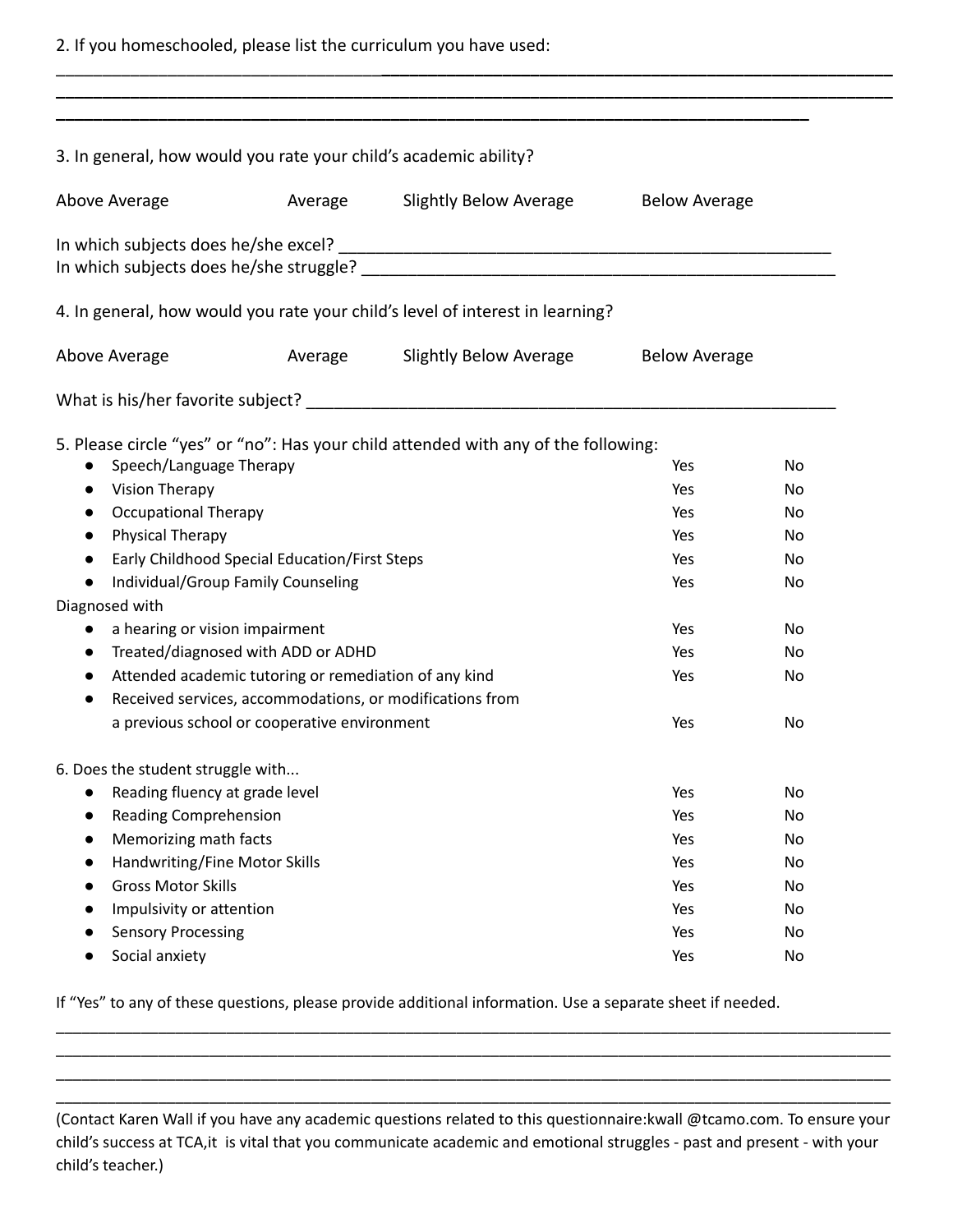2. If you homeschooled, please list the curriculum you have used:

_______________________________________________________________________________
_______________________________________________________________________________
_______________________________________________________________________________

3. In general, how would you rate your child's academic ability?

Above Average     Average     Slightly Below Average     Below Average

In which subjects does he/she excel? ______________________________________________________
In which subjects does he/she struggle? ____________________________________________________

4. In general, how would you rate your child's level of interest in learning?

Above Average     Average     Slightly Below Average     Below Average

What is his/her favorite subject? __________________________________________________________

5. Please circle "yes" or "no": Has your child attended with any of the following:

| | | |
|---|---|---|
| • Speech/Language Therapy | Yes | No |
| • Vision Therapy | Yes | No |
| • Occupational Therapy | Yes | No |
| • Physical Therapy | Yes | No |
| • Early Childhood Special Education/First Steps | Yes | No |
| • Individual/Group Family Counseling | Yes | No |
| Diagnosed with | | |
| • a hearing or vision impairment | Yes | No |
| • Treated/diagnosed with ADD or ADHD | Yes | No |
| • Attended academic tutoring or remediation of any kind | Yes | No |
| • Received services, accommodations, or modifications from a previous school or cooperative environment | Yes | No |

6. Does the student struggle with...

| | | |
|---|---|---|
| • Reading fluency at grade level | Yes | No |
| • Reading Comprehension | Yes | No |
| • Memorizing math facts | Yes | No |
| • Handwriting/Fine Motor Skills | Yes | No |
| • Gross Motor Skills | Yes | No |
| • Impulsivity or attention | Yes | No |
| • Sensory Processing | Yes | No |
| • Social anxiety | Yes | No |

If "Yes" to any of these questions, please provide additional information. Use a separate sheet if needed.

_______________________________________________________________________________
_______________________________________________________________________________
_______________________________________________________________________________
_______________________________________________________________________________

(Contact Karen Wall if you have any academic questions related to this questionnaire:kwall @tcamo.com. To ensure your child's success at TCA,it is vital that you communicate academic and emotional struggles - past and present - with your child's teacher.)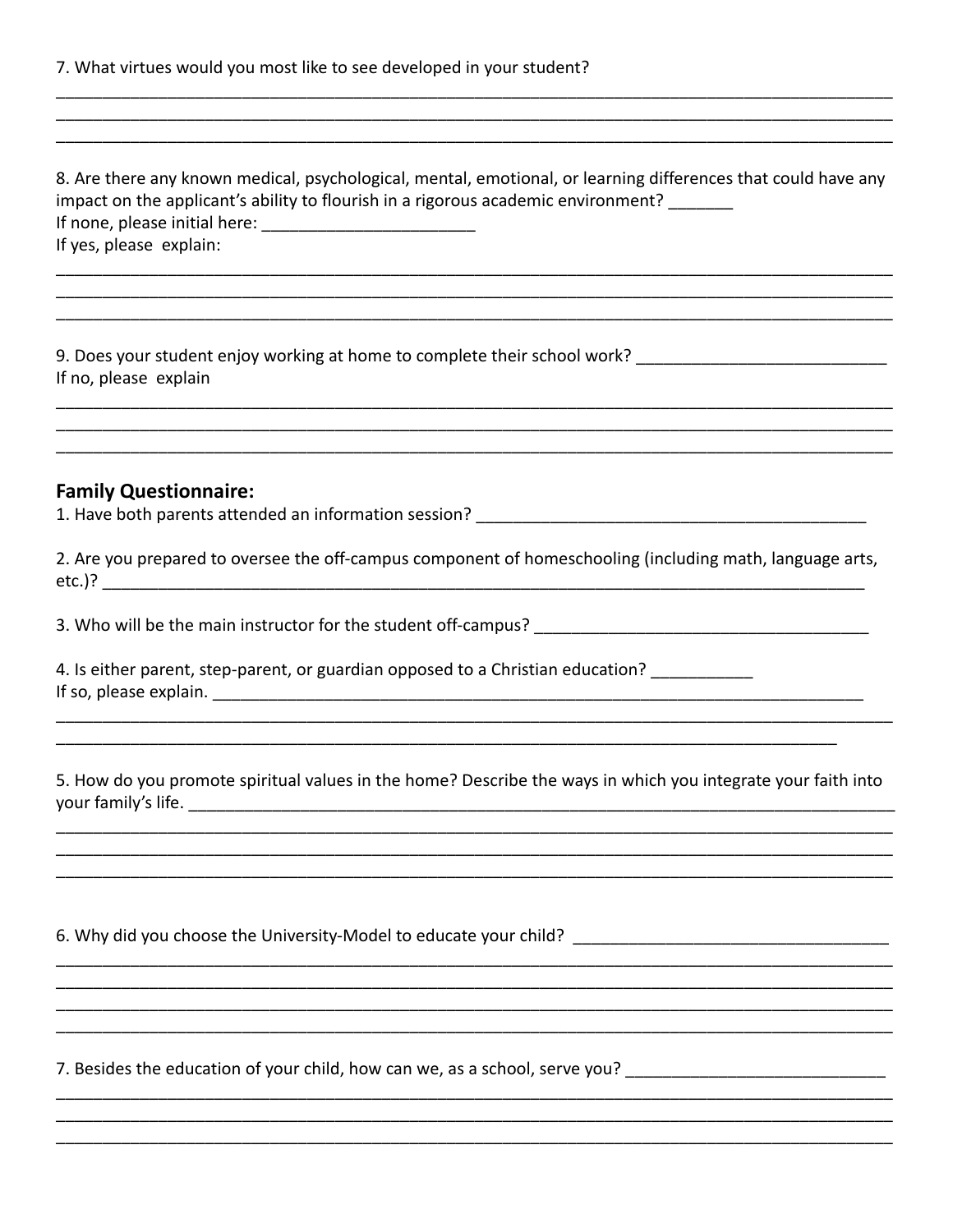7. What virtues would you most like to see developed in your student?

_______________________________________________________________________________________
_______________________________________________________________________________________
_______________________________________________________________________________________

8. Are there any known medical, psychological, mental, emotional, or learning differences that could have any impact on the applicant's ability to flourish in a rigorous academic environment? _______
If none, please initial here: _______________________
If yes, please explain:

_______________________________________________________________________________________
_______________________________________________________________________________________
_______________________________________________________________________________________

9. Does your student enjoy working at home to complete their school work? ___________________________
If no, please explain

_______________________________________________________________________________________
_______________________________________________________________________________________
_______________________________________________________________________________________

## Family Questionnaire:

1. Have both parents attended an information session? ___________________________________________

2. Are you prepared to oversee the off-campus component of homeschooling (including math, language arts, etc.)? ______________________________________________________________________________

3. Who will be the main instructor for the student off-campus? ____________________________________

4. Is either parent, step-parent, or guardian opposed to a Christian education? ___________
If so, please explain. ________________________________________________________________________
_______________________________________________________________________________________
_____________________________________________________________________________________

5. How do you promote spiritual values in the home? Describe the ways in which you integrate your faith into your family's life. ________________________________________________________________________
_______________________________________________________________________________________
_______________________________________________________________________________________
_______________________________________________________________________________________

6. Why did you choose the University-Model to educate your child? __________________________________
_______________________________________________________________________________________
_______________________________________________________________________________________
_______________________________________________________________________________________
_______________________________________________________________________________________

7. Besides the education of your child, how can we, as a school, serve you? ____________________________
_______________________________________________________________________________________
_______________________________________________________________________________________
_______________________________________________________________________________________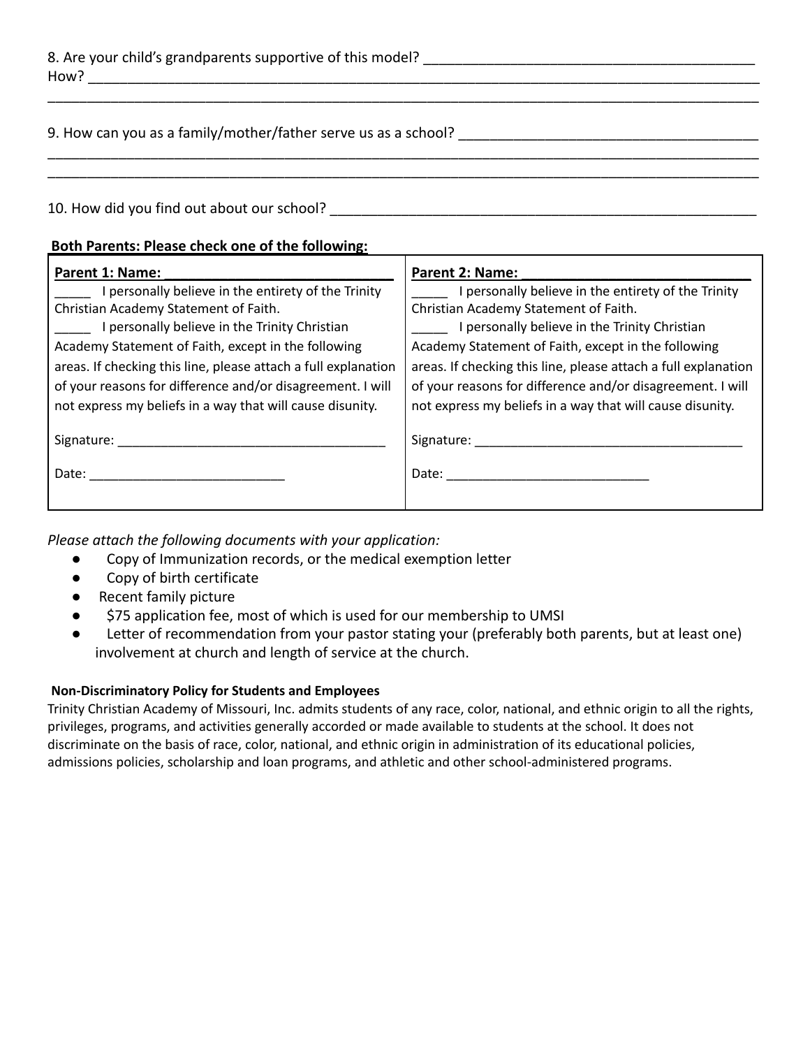8. Are your child's grandparents supportive of this model? __________________________________________
How? ____________________________________________________________________________________
_________________________________________________________________________________________

9. How can you as a family/mother/father serve us as a school? ____________________________________
_________________________________________________________________________________________
_________________________________________________________________________________________

10. How did you find out about our school? _________________________________________________________

**Both Parents: Please check one of the following:**

| | |
|---|---|
| **Parent 1: Name: ______________________________** | **Parent 2: Name: ______________________________** |
| _____ I personally believe in the entirety of the Trinity Christian Academy Statement of Faith. | _____ I personally believe in the entirety of the Trinity Christian Academy Statement of Faith. |
| _____ I personally believe in the Trinity Christian Academy Statement of Faith, except in the following areas. If checking this line, please attach a full explanation of your reasons for difference and/or disagreement. I will not express my beliefs in a way that will cause disunity. | _____ I personally believe in the Trinity Christian Academy Statement of Faith, except in the following areas. If checking this line, please attach a full explanation of your reasons for difference and/or disagreement. I will not express my beliefs in a way that will cause disunity. |
| Signature: ____________________________________ | Signature: ____________________________________ |
| Date: ___________________________ | Date: ____________________________ |

*Please attach the following documents with your application:*

- Copy of Immunization records, or the medical exemption letter
- Copy of birth certificate
- Recent family picture
- $75 application fee, most of which is used for our membership to UMSI
- Letter of recommendation from your pastor stating your (preferably both parents, but at least one) involvement at church and length of service at the church.

**Non-Discriminatory Policy for Students and Employees**

Trinity Christian Academy of Missouri, Inc. admits students of any race, color, national, and ethnic origin to all the rights, privileges, programs, and activities generally accorded or made available to students at the school. It does not discriminate on the basis of race, color, national, and ethnic origin in administration of its educational policies, admissions policies, scholarship and loan programs, and athletic and other school-administered programs.